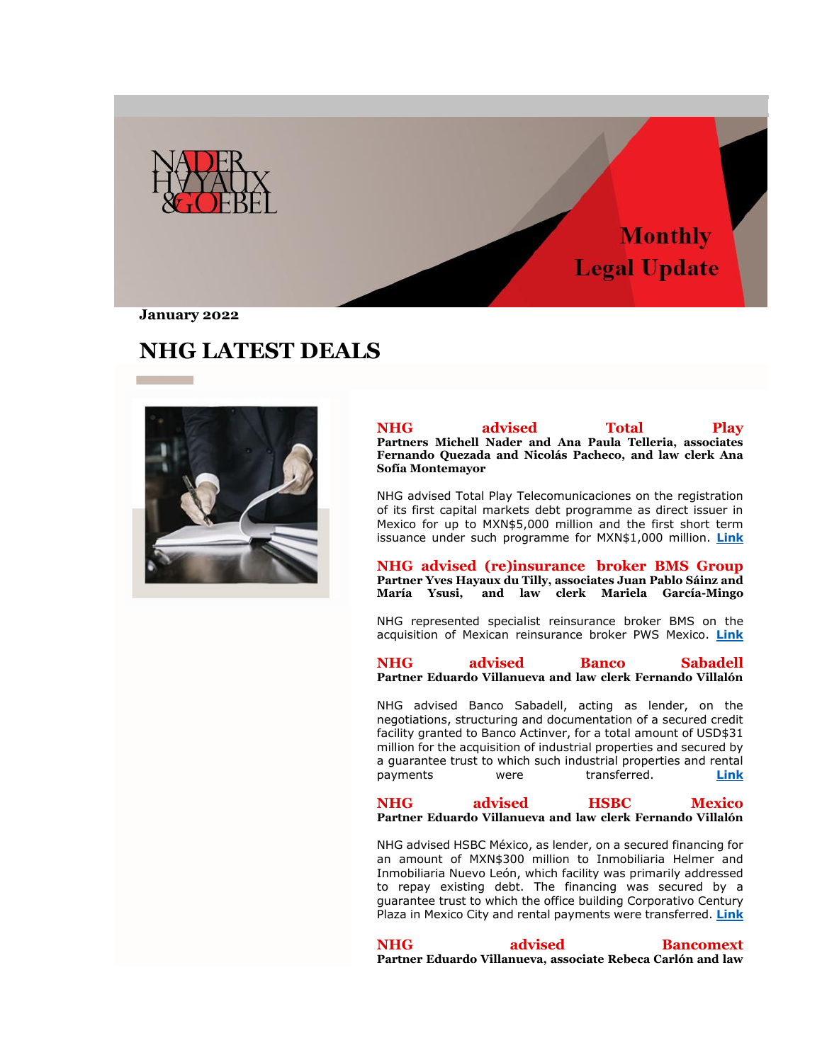NADER HAYAUX & GOEBEL

Monthly Legal Update

**January 2022**

# NHG LATEST DEALS

## NHG advised Total Play

**Partners Michell Nader and Ana Paula Telleria, associates Fernando Quezada and Nicolás Pacheco, and law clerk Ana Sofía Montemayor**

NHG advised Total Play Telecomunicaciones on the registration of its first capital markets debt programme as direct issuer in Mexico for up to MXN$5,000 million and the first short term issuance under such programme for MXN$1,000 million. Link

## NHG advised (re)insurance broker BMS Group

**Partner Yves Hayaux du Tilly, associates Juan Pablo Sáinz and María Ysusi, and law clerk Mariela García-Mingo**

NHG represented specialist reinsurance broker BMS on the acquisition of Mexican reinsurance broker PWS Mexico. Link

## NHG advised Banco Sabadell

**Partner Eduardo Villanueva and law clerk Fernando Villalón**

NHG advised Banco Sabadell, acting as lender, on the negotiations, structuring and documentation of a secured credit facility granted to Banco Actinver, for a total amount of USD$31 million for the acquisition of industrial properties and secured by a guarantee trust to which such industrial properties and rental payments were transferred. Link

## NHG advised HSBC Mexico

**Partner Eduardo Villanueva and law clerk Fernando Villalón**

NHG advised HSBC México, as lender, on a secured financing for an amount of MXN$300 million to Inmobiliaria Helmer and Inmobiliaria Nuevo León, which facility was primarily addressed to repay existing debt. The financing was secured by a guarantee trust to which the office building Corporativo Century Plaza in Mexico City and rental payments were transferred. Link

## NHG advised Bancomext

**Partner Eduardo Villanueva, associate Rebeca Carlón and law**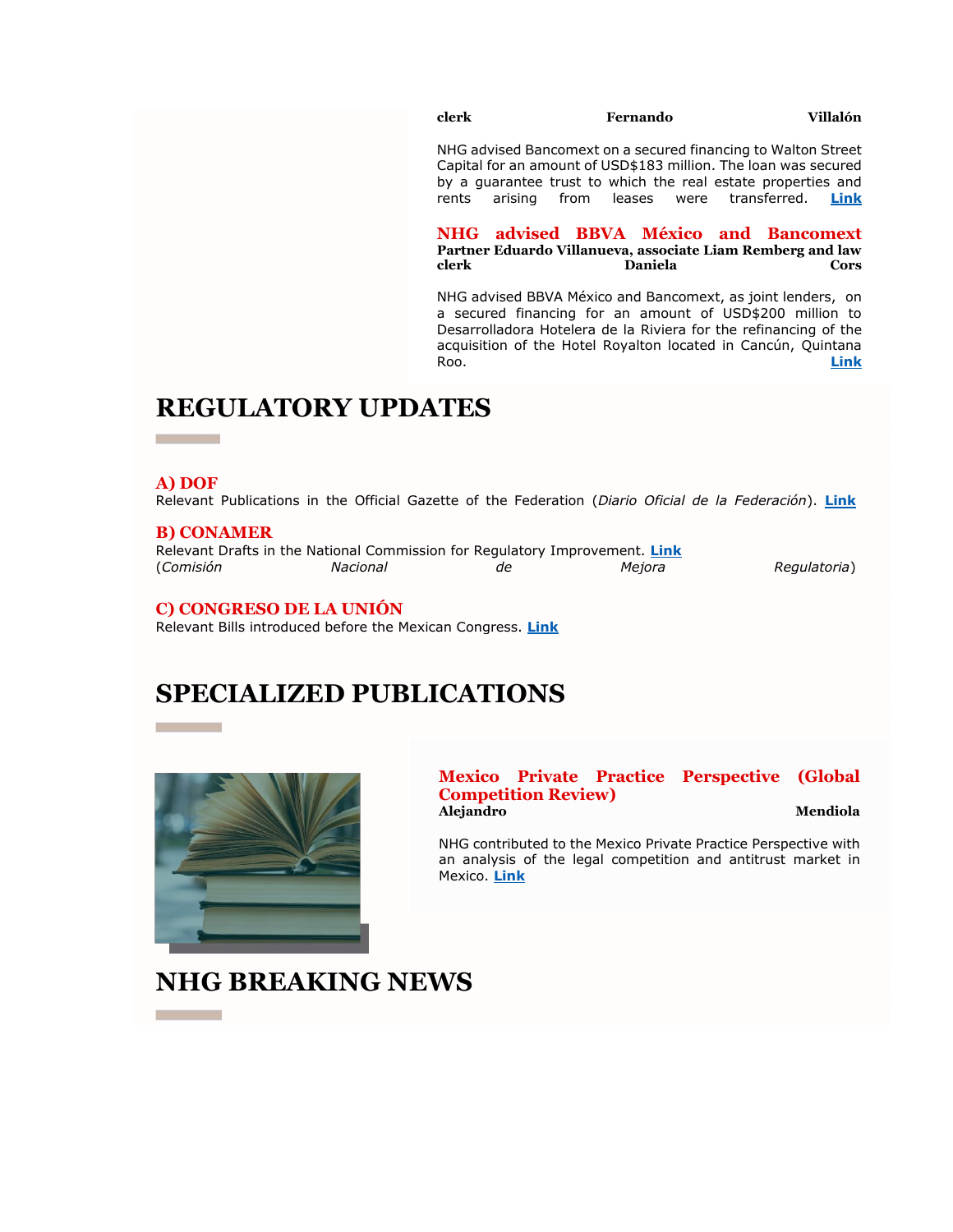**clerk Fernando Villalón**

NHG advised Bancomext on a secured financing to Walton Street Capital for an amount of USD$183 million. The loan was secured by a guarantee trust to which the real estate properties and rents arising from leases were transferred. **Link**

### NHG advised BBVA México and Bancomext

**Partner Eduardo Villanueva, associate Liam Remberg and law clerk Daniela Cors**

NHG advised BBVA México and Bancomext, as joint lenders, on a secured financing for an amount of USD$200 million to Desarrolladora Hotelera de la Riviera for the refinancing of the acquisition of the Hotel Royalton located in Cancún, Quintana Roo. **Link**

## REGULATORY UPDATES

### A) DOF

Relevant Publications in the Official Gazette of the Federation (*Diario Oficial de la Federación*). **Link**

### B) CONAMER

Relevant Drafts in the National Commission for Regulatory Improvement. **Link** (*Comisión Nacional de Mejora Regulatoria*)

### C) CONGRESO DE LA UNIÓN

Relevant Bills introduced before the Mexican Congress. **Link**

## SPECIALIZED PUBLICATIONS

### Mexico Private Practice Perspective (Global Competition Review)

**Alejandro Mendiola**

NHG contributed to the Mexico Private Practice Perspective with an analysis of the legal competition and antitrust market in Mexico. **Link**

## NHG BREAKING NEWS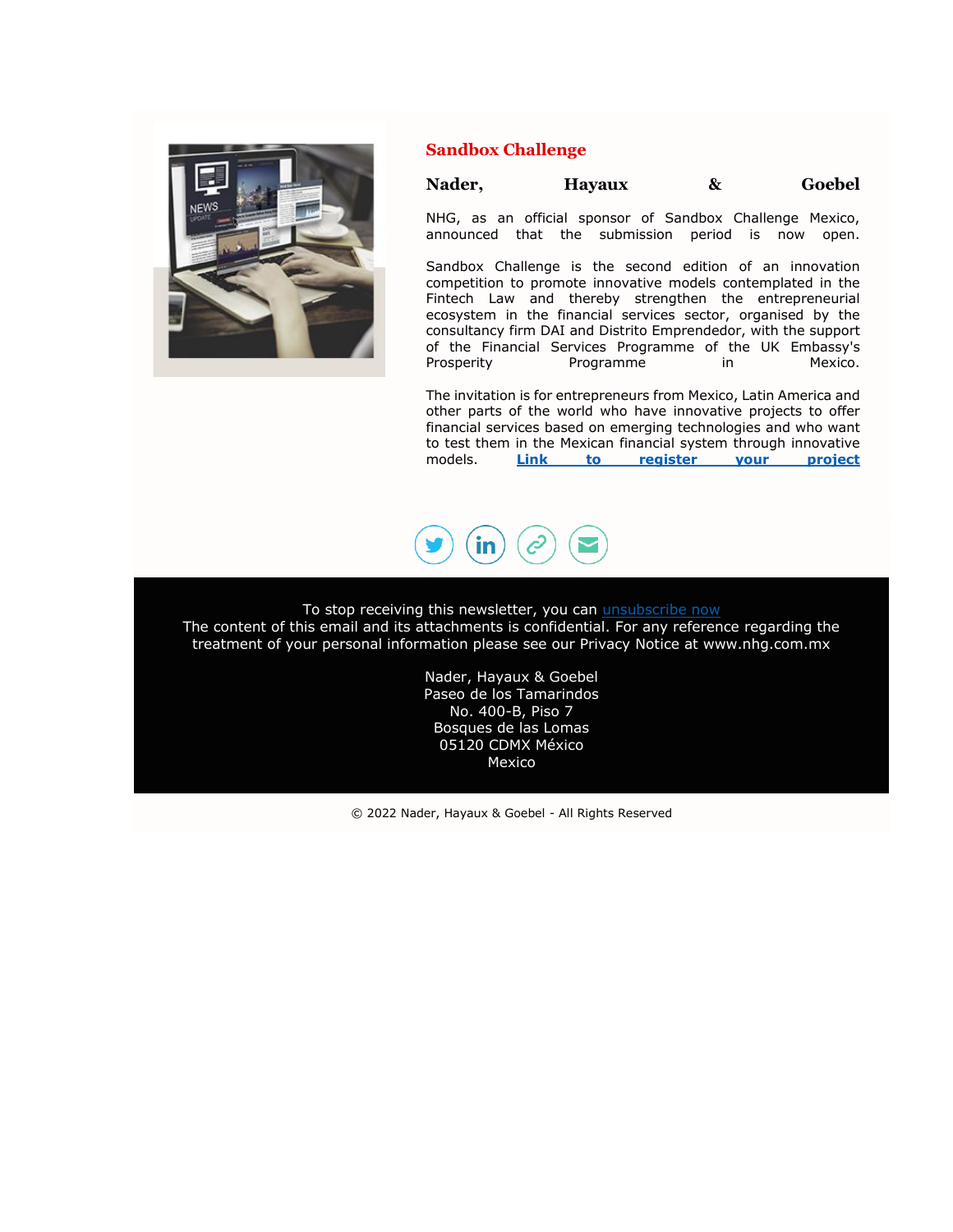## Sandbox Challenge

**Nader, Hayaux & Goebel**

NHG, as an official sponsor of Sandbox Challenge Mexico, announced that the submission period is now open.

Sandbox Challenge is the second edition of an innovation competition to promote innovative models contemplated in the Fintech Law and thereby strengthen the entrepreneurial ecosystem in the financial services sector, organised by the consultancy firm DAI and Distrito Emprendedor, with the support of the Financial Services Programme of the UK Embassy's Prosperity Programme in Mexico.

The invitation is for entrepreneurs from Mexico, Latin America and other parts of the world who have innovative projects to offer financial services based on emerging technologies and who want to test them in the Mexican financial system through innovative models. **Link to register your project**

To stop receiving this newsletter, you can unsubscribe now
The content of this email and its attachments is confidential. For any reference regarding the treatment of your personal information please see our Privacy Notice at www.nhg.com.mx

Nader, Hayaux & Goebel
Paseo de los Tamarindos
No. 400-B, Piso 7
Bosques de las Lomas
05120 CDMX México
Mexico

© 2022 Nader, Hayaux & Goebel - All Rights Reserved